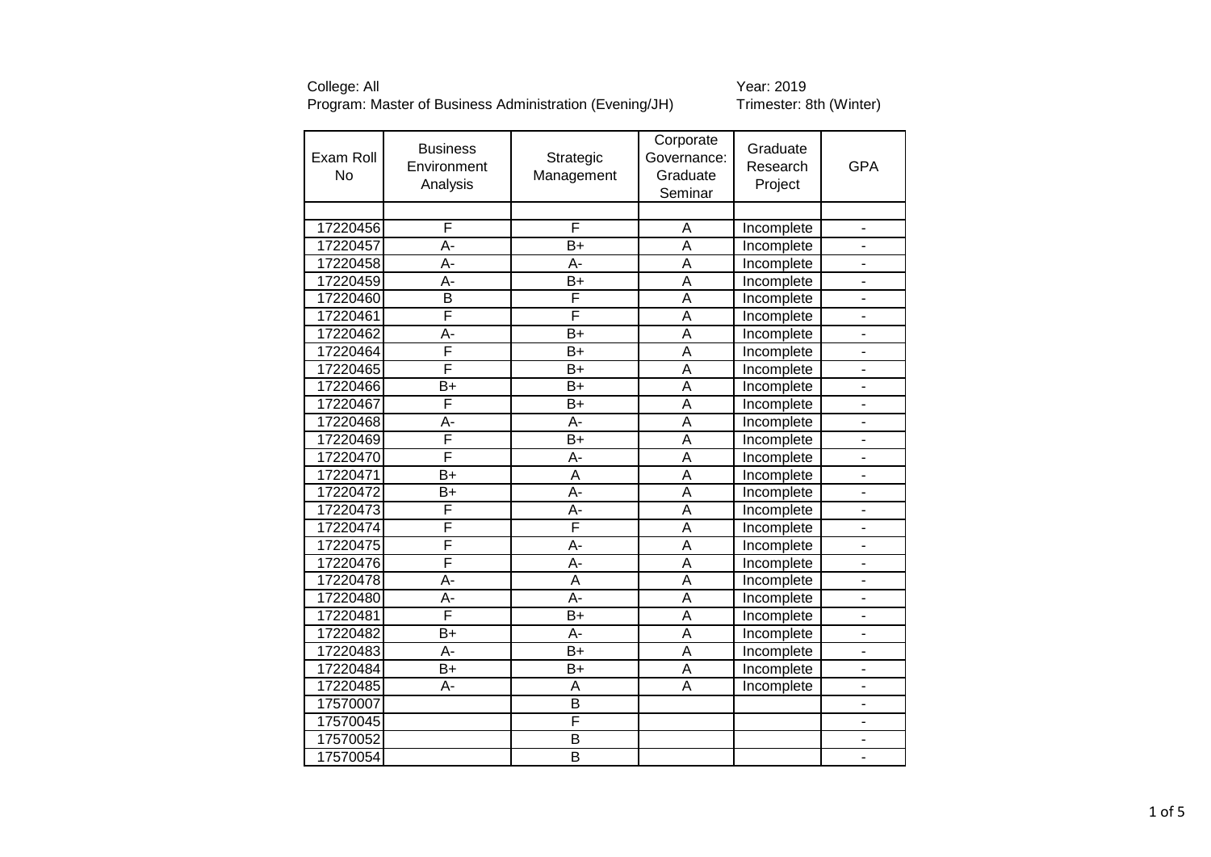College: All
Program: Master of Business Administration (Evening/JH)

Year: 2019
Trimester: 8th (Winter)

| Exam Roll No | Business Environment Analysis | Strategic Management | Corporate Governance: Graduate Seminar | Graduate Research Project | GPA |
|---|---|---|---|---|---|
| | | | | | |
| 17220456 | F | F | A | Incomplete | - |
| 17220457 | A- | B+ | A | Incomplete | - |
| 17220458 | A- | A- | A | Incomplete | - |
| 17220459 | A- | B+ | A | Incomplete | - |
| 17220460 | B | F | A | Incomplete | - |
| 17220461 | F | F | A | Incomplete | - |
| 17220462 | A- | B+ | A | Incomplete | - |
| 17220464 | F | B+ | A | Incomplete | - |
| 17220465 | F | B+ | A | Incomplete | - |
| 17220466 | B+ | B+ | A | Incomplete | - |
| 17220467 | F | B+ | A | Incomplete | - |
| 17220468 | A- | A- | A | Incomplete | - |
| 17220469 | F | B+ | A | Incomplete | - |
| 17220470 | F | A- | A | Incomplete | - |
| 17220471 | B+ | A | A | Incomplete | - |
| 17220472 | B+ | A- | A | Incomplete | - |
| 17220473 | F | A- | A | Incomplete | - |
| 17220474 | F | F | A | Incomplete | - |
| 17220475 | F | A- | A | Incomplete | - |
| 17220476 | F | A- | A | Incomplete | - |
| 17220478 | A- | A | A | Incomplete | - |
| 17220480 | A- | A- | A | Incomplete | - |
| 17220481 | F | B+ | A | Incomplete | - |
| 17220482 | B+ | A- | A | Incomplete | - |
| 17220483 | A- | B+ | A | Incomplete | - |
| 17220484 | B+ | B+ | A | Incomplete | - |
| 17220485 | A- | A | A | Incomplete | - |
| 17570007 | | B | | | - |
| 17570045 | | F | | | - |
| 17570052 | | B | | | - |
| 17570054 | | B | | | - |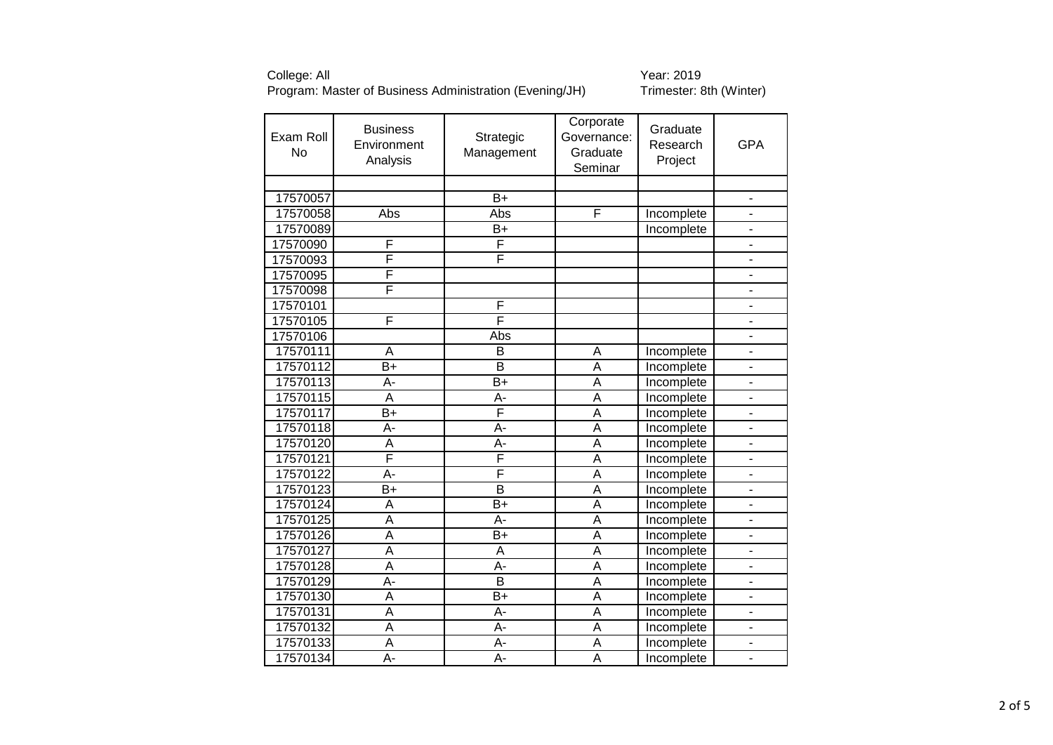College: All
Program: Master of Business Administration (Evening/JH)

Year: 2019
Trimester: 8th (Winter)

| Exam Roll No | Business Environment Analysis | Strategic Management | Corporate Governance: Graduate Seminar | Graduate Research Project | GPA |
|---|---|---|---|---|---|
| | | | | | |
| 17570057 | | B+ | | | - |
| 17570058 | Abs | Abs | F | Incomplete | - |
| 17570089 | | B+ | | Incomplete | - |
| 17570090 | F | F | | | - |
| 17570093 | F | F | | | - |
| 17570095 | F | | | | - |
| 17570098 | F | | | | - |
| 17570101 | | F | | | - |
| 17570105 | F | F | | | - |
| 17570106 | | Abs | | | - |
| 17570111 | A | B | A | Incomplete | - |
| 17570112 | B+ | B | A | Incomplete | - |
| 17570113 | A- | B+ | A | Incomplete | - |
| 17570115 | A | A- | A | Incomplete | - |
| 17570117 | B+ | F | A | Incomplete | - |
| 17570118 | A- | A- | A | Incomplete | - |
| 17570120 | A | A- | A | Incomplete | - |
| 17570121 | F | F | A | Incomplete | - |
| 17570122 | A- | F | A | Incomplete | - |
| 17570123 | B+ | B | A | Incomplete | - |
| 17570124 | A | B+ | A | Incomplete | - |
| 17570125 | A | A- | A | Incomplete | - |
| 17570126 | A | B+ | A | Incomplete | - |
| 17570127 | A | A | A | Incomplete | - |
| 17570128 | A | A- | A | Incomplete | - |
| 17570129 | A- | B | A | Incomplete | - |
| 17570130 | A | B+ | A | Incomplete | - |
| 17570131 | A | A- | A | Incomplete | - |
| 17570132 | A | A- | A | Incomplete | - |
| 17570133 | A | A- | A | Incomplete | - |
| 17570134 | A- | A- | A | Incomplete | - |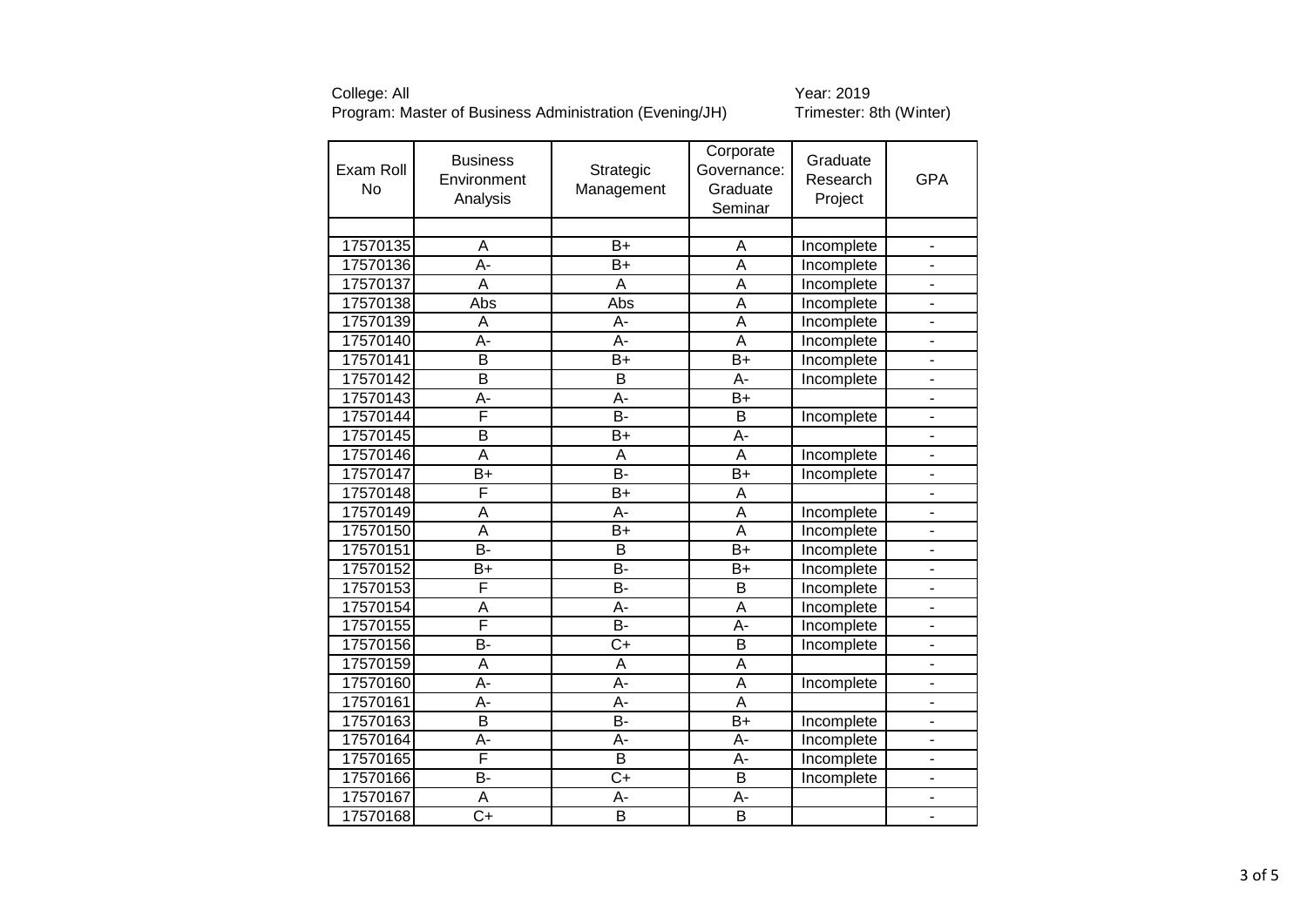College: All
Program: Master of Business Administration (Evening/JH)

Year: 2019
Trimester: 8th (Winter)

| Exam Roll No | Business Environment Analysis | Strategic Management | Corporate Governance: Graduate Seminar | Graduate Research Project | GPA |
|---|---|---|---|---|---|
| | | | | | |
| 17570135 | A | B+ | A | Incomplete | - |
| 17570136 | A- | B+ | A | Incomplete | - |
| 17570137 | A | A | A | Incomplete | - |
| 17570138 | Abs | Abs | A | Incomplete | - |
| 17570139 | A | A- | A | Incomplete | - |
| 17570140 | A- | A- | A | Incomplete | - |
| 17570141 | B | B+ | B+ | Incomplete | - |
| 17570142 | B | B | A- | Incomplete | - |
| 17570143 | A- | A- | B+ | | - |
| 17570144 | F | B- | B | Incomplete | - |
| 17570145 | B | B+ | A- | | - |
| 17570146 | A | A | A | Incomplete | - |
| 17570147 | B+ | B- | B+ | Incomplete | - |
| 17570148 | F | B+ | A | | - |
| 17570149 | A | A- | A | Incomplete | - |
| 17570150 | A | B+ | A | Incomplete | - |
| 17570151 | B- | B | B+ | Incomplete | - |
| 17570152 | B+ | B- | B+ | Incomplete | - |
| 17570153 | F | B- | B | Incomplete | - |
| 17570154 | A | A- | A | Incomplete | - |
| 17570155 | F | B- | A- | Incomplete | - |
| 17570156 | B- | C+ | B | Incomplete | - |
| 17570159 | A | A | A | | - |
| 17570160 | A- | A- | A | Incomplete | - |
| 17570161 | A- | A- | A | | - |
| 17570163 | B | B- | B+ | Incomplete | - |
| 17570164 | A- | A- | A- | Incomplete | - |
| 17570165 | F | B | A- | Incomplete | - |
| 17570166 | B- | C+ | B | Incomplete | - |
| 17570167 | A | A- | A- | | - |
| 17570168 | C+ | B | B | | - |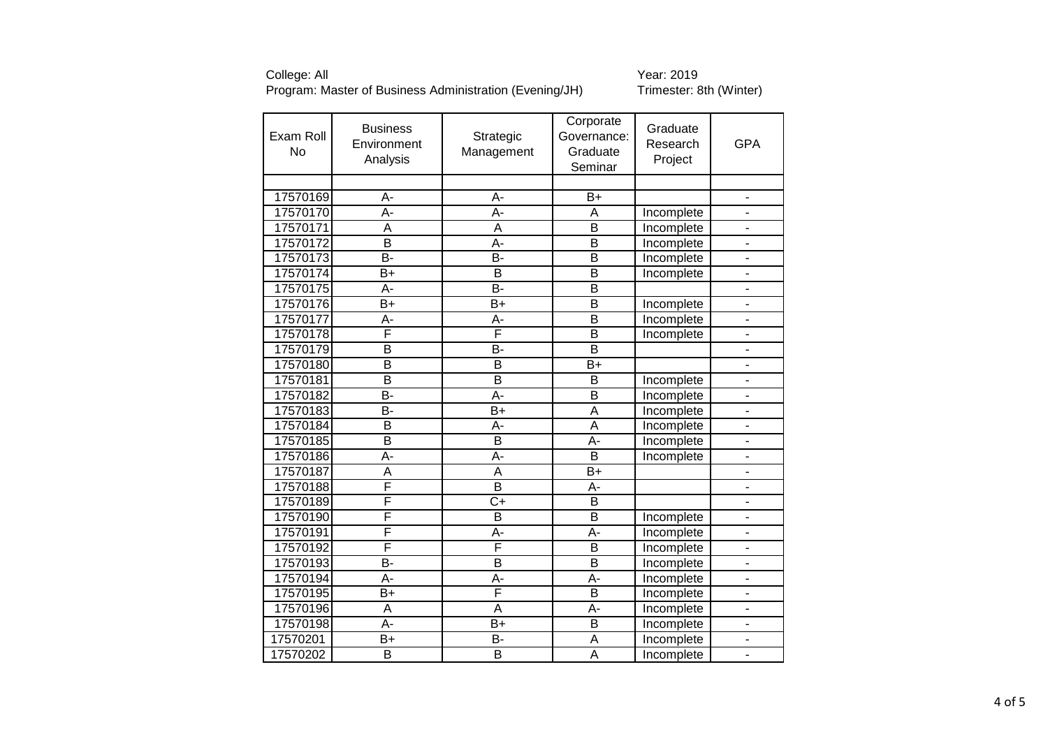College: All
Program: Master of Business Administration (Evening/JH)

Year: 2019
Trimester: 8th (Winter)

| Exam Roll No | Business Environment Analysis | Strategic Management | Corporate Governance: Graduate Seminar | Graduate Research Project | GPA |
|---|---|---|---|---|---|
| | | | | | |
| 17570169 | A- | A- | B+ | | - |
| 17570170 | A- | A- | A | Incomplete | - |
| 17570171 | A | A | B | Incomplete | - |
| 17570172 | B | A- | B | Incomplete | - |
| 17570173 | B- | B- | B | Incomplete | - |
| 17570174 | B+ | B | B | Incomplete | - |
| 17570175 | A- | B- | B | | - |
| 17570176 | B+ | B+ | B | Incomplete | - |
| 17570177 | A- | A- | B | Incomplete | - |
| 17570178 | F | F | B | Incomplete | - |
| 17570179 | B | B- | B | | - |
| 17570180 | B | B | B+ | | - |
| 17570181 | B | B | B | Incomplete | - |
| 17570182 | B- | A- | B | Incomplete | - |
| 17570183 | B- | B+ | A | Incomplete | - |
| 17570184 | B | A- | A | Incomplete | - |
| 17570185 | B | B | A- | Incomplete | - |
| 17570186 | A- | A- | B | Incomplete | - |
| 17570187 | A | A | B+ | | - |
| 17570188 | F | B | A- | | - |
| 17570189 | F | C+ | B | | - |
| 17570190 | F | B | B | Incomplete | - |
| 17570191 | F | A- | A- | Incomplete | - |
| 17570192 | F | F | B | Incomplete | - |
| 17570193 | B- | B | B | Incomplete | - |
| 17570194 | A- | A- | A- | Incomplete | - |
| 17570195 | B+ | F | B | Incomplete | - |
| 17570196 | A | A | A- | Incomplete | - |
| 17570198 | A- | B+ | B | Incomplete | - |
| 17570201 | B+ | B- | A | Incomplete | - |
| 17570202 | B | B | A | Incomplete | - |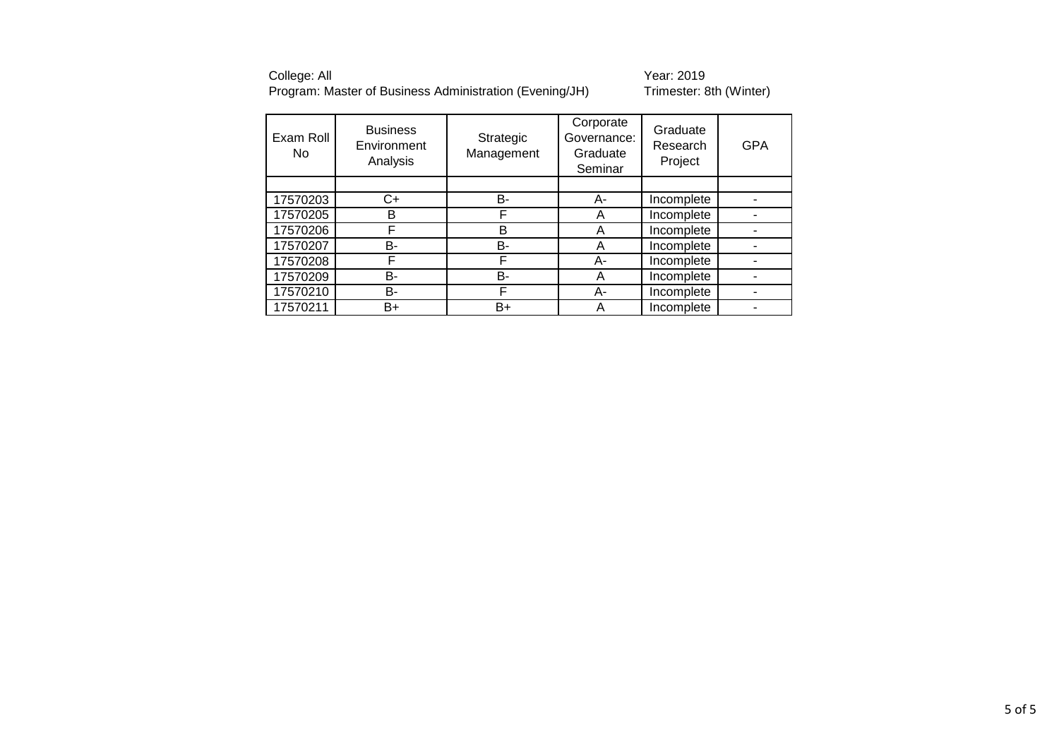College: All
Program: Master of Business Administration (Evening/JH)

Year: 2019
Trimester: 8th (Winter)

| Exam Roll No | Business Environment Analysis | Strategic Management | Corporate Governance: Graduate Seminar | Graduate Research Project | GPA |
|---|---|---|---|---|---|
| | | | | | |
| 17570203 | C+ | B- | A- | Incomplete | - |
| 17570205 | B | F | A | Incomplete | - |
| 17570206 | F | B | A | Incomplete | - |
| 17570207 | B- | B- | A | Incomplete | - |
| 17570208 | F | F | A- | Incomplete | - |
| 17570209 | B- | B- | A | Incomplete | - |
| 17570210 | B- | F | A- | Incomplete | - |
| 17570211 | B+ | B+ | A | Incomplete | - |